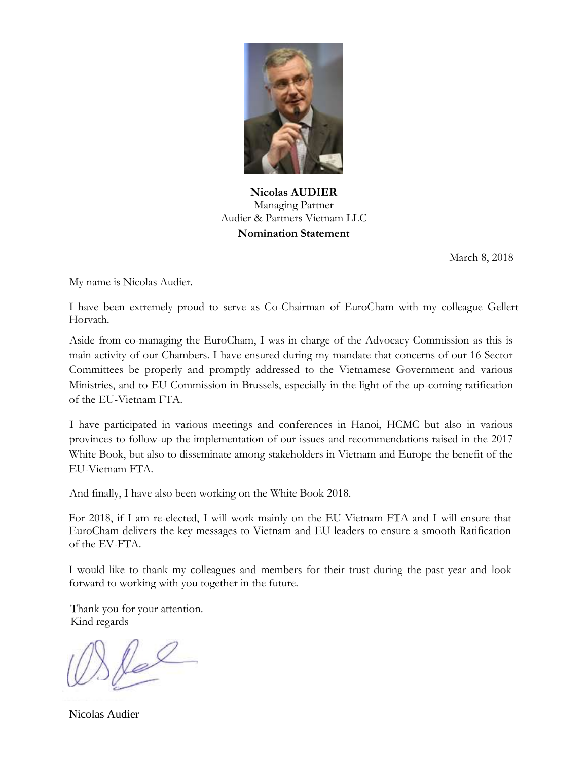**Nicolas AUDIER**
Managing Partner
Audier & Partners Vietnam LLC
**Nomination Statement**

March 8, 2018

My name is Nicolas Audier.

I have been extremely proud to serve as Co-Chairman of EuroCham with my colleague Gellert Horvath.

Aside from co-managing the EuroCham, I was in charge of the Advocacy Commission as this is main activity of our Chambers. I have ensured during my mandate that concerns of our 16 Sector Committees be properly and promptly addressed to the Vietnamese Government and various Ministries, and to EU Commission in Brussels, especially in the light of the up-coming ratification of the EU-Vietnam FTA.

I have participated in various meetings and conferences in Hanoi, HCMC but also in various provinces to follow-up the implementation of our issues and recommendations raised in the 2017 White Book, but also to disseminate among stakeholders in Vietnam and Europe the benefit of the EU-Vietnam FTA.

And finally, I have also been working on the White Book 2018.

For 2018, if I am re-elected, I will work mainly on the EU-Vietnam FTA and I will ensure that EuroCham delivers the key messages to Vietnam and EU leaders to ensure a smooth Ratification of the EV-FTA.

I would like to thank my colleagues and members for their trust during the past year and look forward to working with you together in the future.

Thank you for your attention.
Kind regards

Nicolas Audier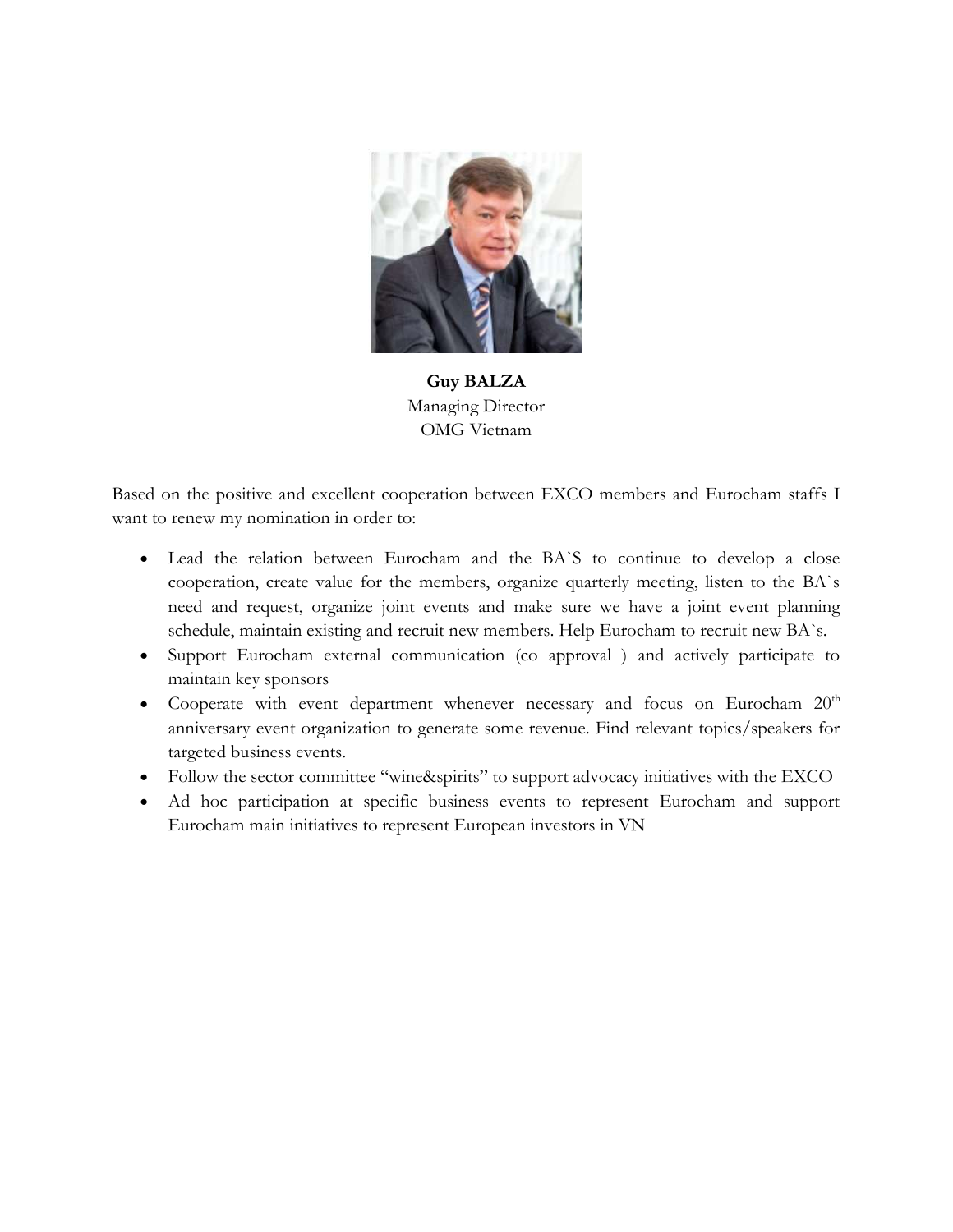**Guy BALZA**
Managing Director
OMG Vietnam

Based on the positive and excellent cooperation between EXCO members and Eurocham staffs I want to renew my nomination in order to:

- Lead the relation between Eurocham and the BA`S to continue to develop a close cooperation, create value for the members, organize quarterly meeting, listen to the BA`s need and request, organize joint events and make sure we have a joint event planning schedule, maintain existing and recruit new members. Help Eurocham to recruit new BA`s.
- Support Eurocham external communication (co approval ) and actively participate to maintain key sponsors
- Cooperate with event department whenever necessary and focus on Eurocham 20th anniversary event organization to generate some revenue. Find relevant topics/speakers for targeted business events.
- Follow the sector committee "wine&spirits" to support advocacy initiatives with the EXCO
- Ad hoc participation at specific business events to represent Eurocham and support Eurocham main initiatives to represent European investors in VN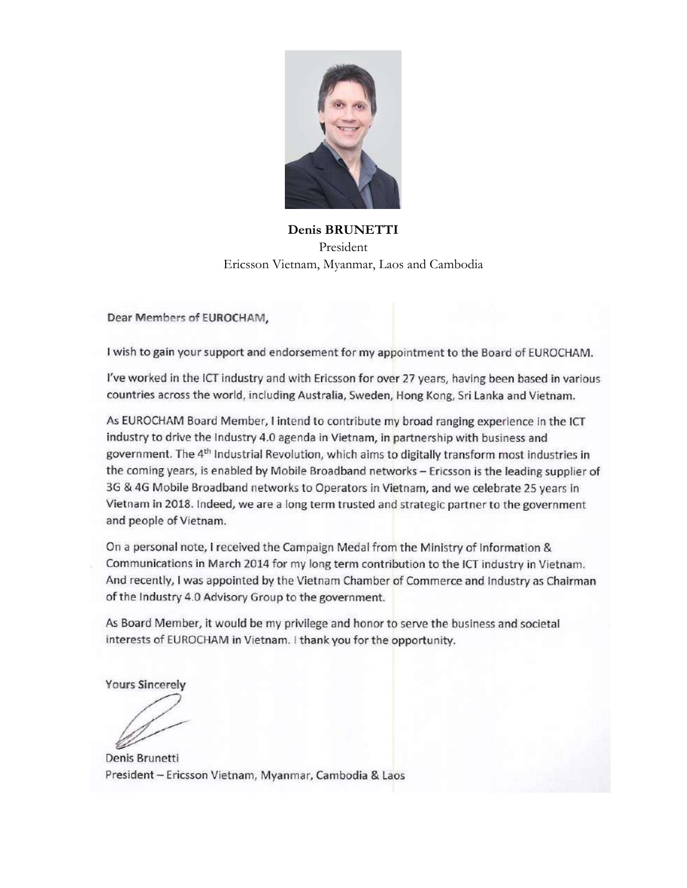**Denis BRUNETTI**
President
Ericsson Vietnam, Myanmar, Laos and Cambodia

Dear Members of EUROCHAM,

I wish to gain your support and endorsement for my appointment to the Board of EUROCHAM.

I've worked in the ICT industry and with Ericsson for over 27 years, having been based in various countries across the world, including Australia, Sweden, Hong Kong, Sri Lanka and Vietnam.

As EUROCHAM Board Member, I intend to contribute my broad ranging experience in the ICT industry to drive the Industry 4.0 agenda in Vietnam, in partnership with business and government. The 4th Industrial Revolution, which aims to digitally transform most industries in the coming years, is enabled by Mobile Broadband networks – Ericsson is the leading supplier of 3G & 4G Mobile Broadband networks to Operators in Vietnam, and we celebrate 25 years in Vietnam in 2018. Indeed, we are a long term trusted and strategic partner to the government and people of Vietnam.

On a personal note, I received the Campaign Medal from the Ministry of Information & Communications in March 2014 for my long term contribution to the ICT industry in Vietnam. And recently, I was appointed by the Vietnam Chamber of Commerce and Industry as Chairman of the Industry 4.0 Advisory Group to the government.

As Board Member, it would be my privilege and honor to serve the business and societal interests of EUROCHAM in Vietnam. I thank you for the opportunity.

Yours Sincerely

Denis Brunetti
President – Ericsson Vietnam, Myanmar, Cambodia & Laos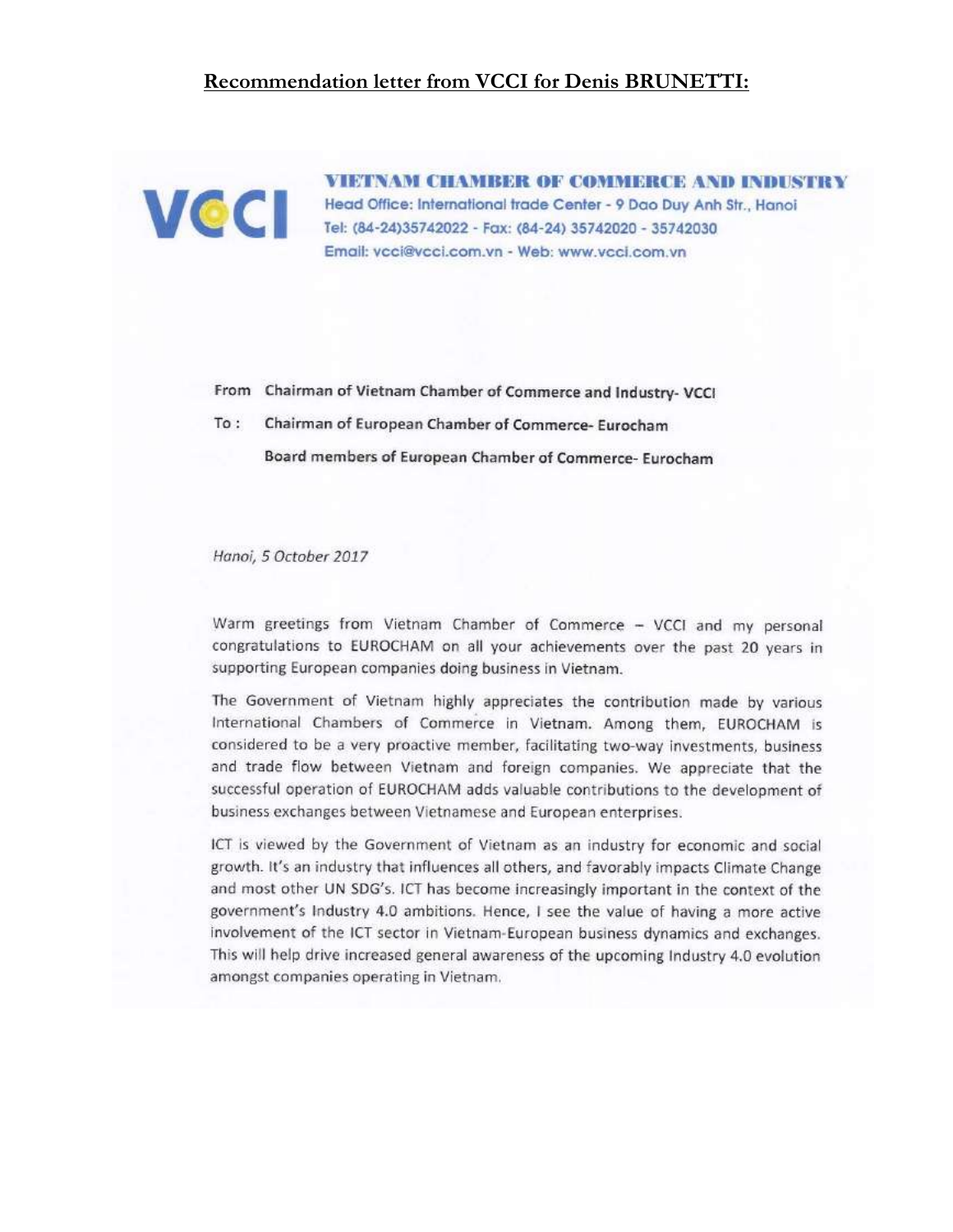## Recommendation letter from VCCI for Denis BRUNETTI:

**VIETNAM CHAMBER OF COMMERCE AND INDUSTRY**
Head Office: International trade Center - 9 Dao Duy Anh Str., Hanoi
Tel: (84-24)35742022 - Fax: (84-24) 35742020 - 35742030
Email: vcci@vcci.com.vn - Web: www.vcci.com.vn

From Chairman of Vietnam Chamber of Commerce and Industry- VCCI

To : Chairman of European Chamber of Commerce- Eurocham

Board members of European Chamber of Commerce- Eurocham

*Hanoi, 5 October 2017*

Warm greetings from Vietnam Chamber of Commerce – VCCI and my personal congratulations to EUROCHAM on all your achievements over the past 20 years in supporting European companies doing business in Vietnam.

The Government of Vietnam highly appreciates the contribution made by various International Chambers of Commerce in Vietnam. Among them, EUROCHAM is considered to be a very proactive member, facilitating two-way investments, business and trade flow between Vietnam and foreign companies. We appreciate that the successful operation of EUROCHAM adds valuable contributions to the development of business exchanges between Vietnamese and European enterprises.

ICT is viewed by the Government of Vietnam as an industry for economic and social growth. It's an industry that influences all others, and favorably impacts Climate Change and most other UN SDG's. ICT has become increasingly important in the context of the government's Industry 4.0 ambitions. Hence, I see the value of having a more active involvement of the ICT sector in Vietnam-European business dynamics and exchanges. This will help drive increased general awareness of the upcoming Industry 4.0 evolution amongst companies operating in Vietnam.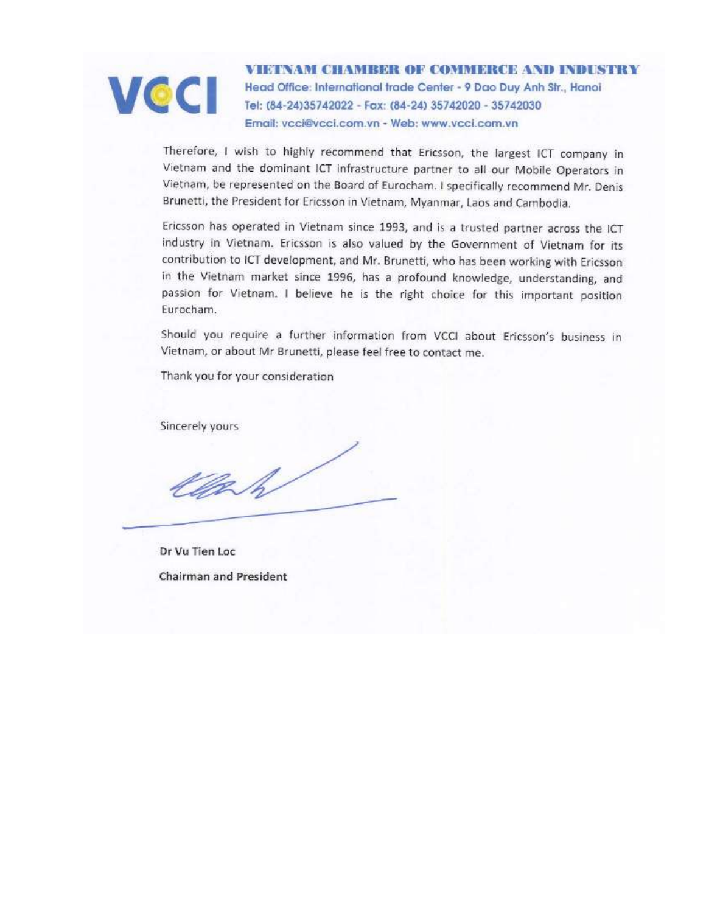**VIETNAM CHAMBER OF COMMERCE AND INDUSTRY**
Head Office: International trade Center - 9 Dao Duy Anh Str., Hanoi
Tel: (84-24)35742022 - Fax: (84-24) 35742020 - 35742030
Email: vcci@vcci.com.vn - Web: www.vcci.com.vn

Therefore, I wish to highly recommend that Ericsson, the largest ICT company in Vietnam and the dominant ICT infrastructure partner to all our Mobile Operators in Vietnam, be represented on the Board of Eurocham. I specifically recommend Mr. Denis Brunetti, the President for Ericsson in Vietnam, Myanmar, Laos and Cambodia.

Ericsson has operated in Vietnam since 1993, and is a trusted partner across the ICT industry in Vietnam. Ericsson is also valued by the Government of Vietnam for its contribution to ICT development, and Mr. Brunetti, who has been working with Ericsson in the Vietnam market since 1996, has a profound knowledge, understanding, and passion for Vietnam. I believe he is the right choice for this important position Eurocham.

Should you require a further information from VCCI about Ericsson's business in Vietnam, or about Mr Brunetti, please feel free to contact me.

Thank you for your consideration

Sincerely yours

**Dr Vu Tien Loc**

**Chairman and President**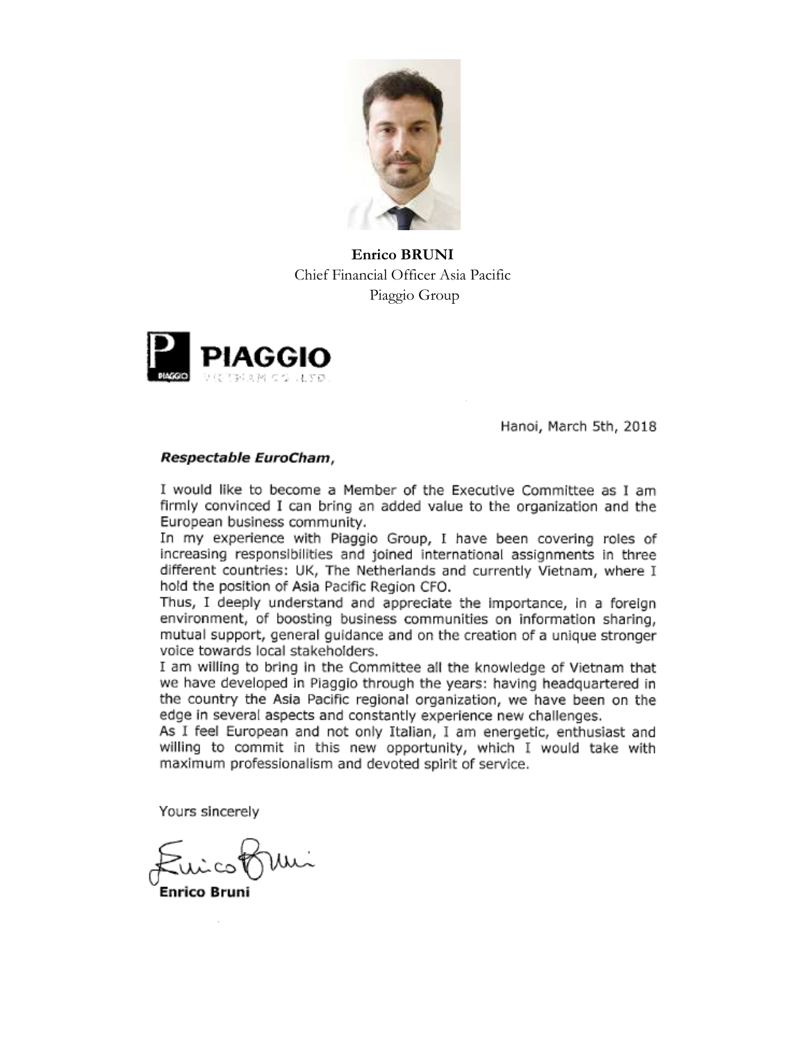**Enrico BRUNI**
Chief Financial Officer Asia Pacific
Piaggio Group

PIAGGIO
VIETNAM CO.,LTD.

Hanoi, March 5th, 2018

***Respectable EuroCham*,**

I would like to become a Member of the Executive Committee as I am firmly convinced I can bring an added value to the organization and the European business community.

In my experience with Piaggio Group, I have been covering roles of increasing responsibilities and joined international assignments in three different countries: UK, The Netherlands and currently Vietnam, where I hold the position of Asia Pacific Region CFO.

Thus, I deeply understand and appreciate the importance, in a foreign environment, of boosting business communities on information sharing, mutual support, general guidance and on the creation of a unique stronger voice towards local stakeholders.

I am willing to bring in the Committee all the knowledge of Vietnam that we have developed in Piaggio through the years: having headquartered in the country the Asia Pacific regional organization, we have been on the edge in several aspects and constantly experience new challenges.

As I feel European and not only Italian, I am energetic, enthusiast and willing to commit in this new opportunity, which I would take with maximum professionalism and devoted spirit of service.

Yours sincerely

**Enrico Bruni**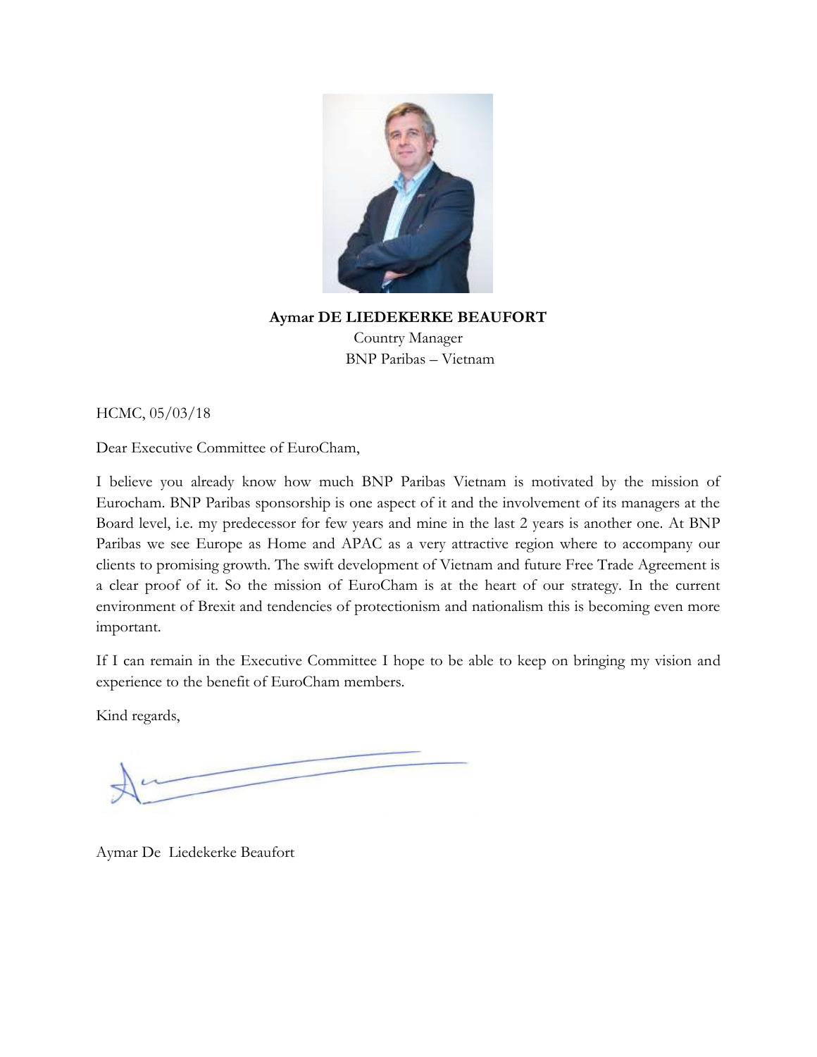**Aymar DE LIEDEKERKE BEAUFORT**

Country Manager

BNP Paribas – Vietnam

HCMC, 05/03/18

Dear Executive Committee of EuroCham,

I believe you already know how much BNP Paribas Vietnam is motivated by the mission of Eurocham. BNP Paribas sponsorship is one aspect of it and the involvement of its managers at the Board level, i.e. my predecessor for few years and mine in the last 2 years is another one. At BNP Paribas we see Europe as Home and APAC as a very attractive region where to accompany our clients to promising growth. The swift development of Vietnam and future Free Trade Agreement is a clear proof of it. So the mission of EuroCham is at the heart of our strategy. In the current environment of Brexit and tendencies of protectionism and nationalism this is becoming even more important.

If I can remain in the Executive Committee I hope to be able to keep on bringing my vision and experience to the benefit of EuroCham members.

Kind regards,

Aymar De Liedekerke Beaufort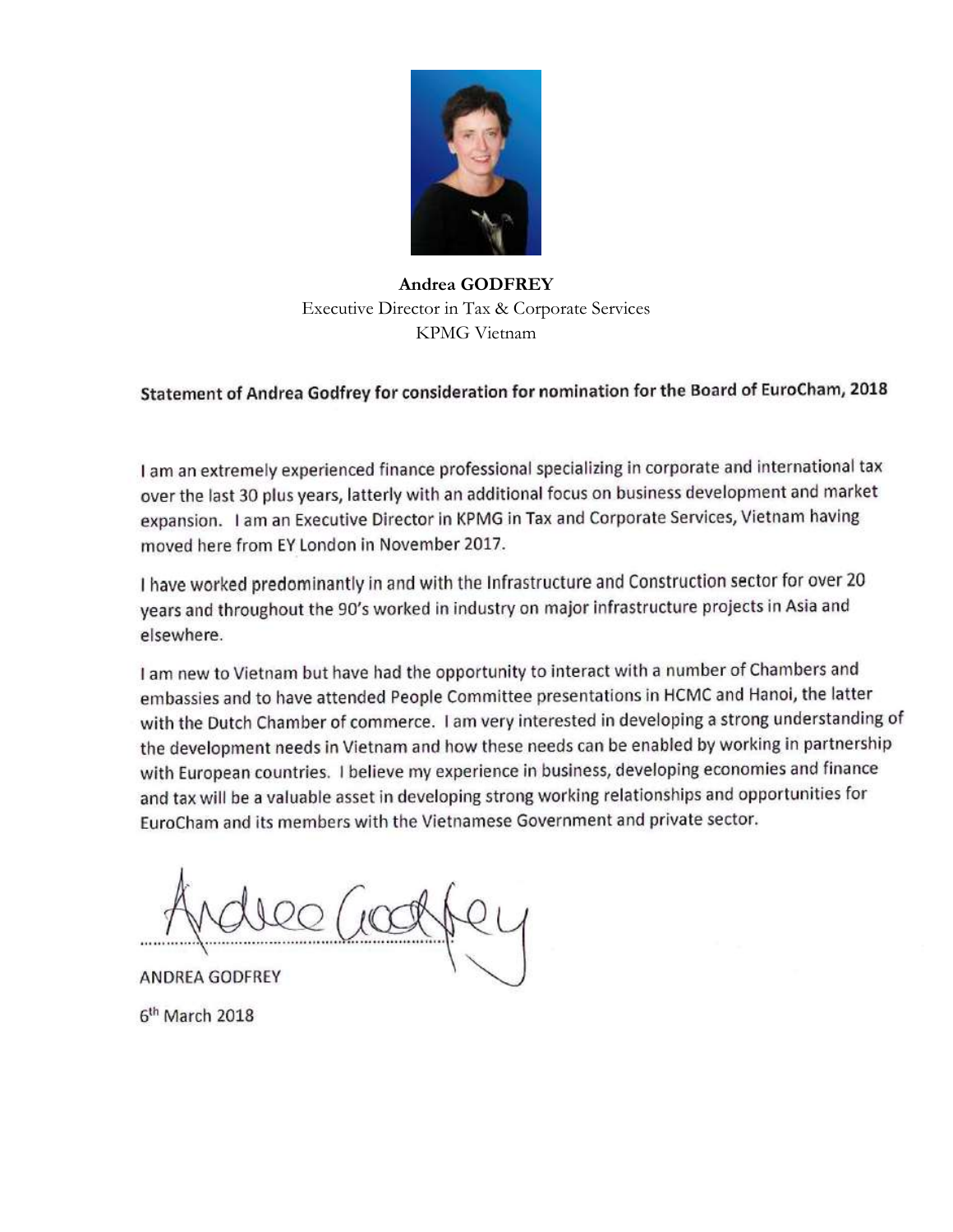**Andrea GODFREY**
Executive Director in Tax & Corporate Services
KPMG Vietnam

**Statement of Andrea Godfrey for consideration for nomination for the Board of EuroCham, 2018**

I am an extremely experienced finance professional specializing in corporate and international tax over the last 30 plus years, latterly with an additional focus on business development and market expansion. I am an Executive Director in KPMG in Tax and Corporate Services, Vietnam having moved here from EY London in November 2017.

I have worked predominantly in and with the Infrastructure and Construction sector for over 20 years and throughout the 90's worked in industry on major infrastructure projects in Asia and elsewhere.

I am new to Vietnam but have had the opportunity to interact with a number of Chambers and embassies and to have attended People Committee presentations in HCMC and Hanoi, the latter with the Dutch Chamber of commerce. I am very interested in developing a strong understanding of the development needs in Vietnam and how these needs can be enabled by working in partnership with European countries. I believe my experience in business, developing economies and finance and tax will be a valuable asset in developing strong working relationships and opportunities for EuroCham and its members with the Vietnamese Government and private sector.

ANDREA GODFREY

6th March 2018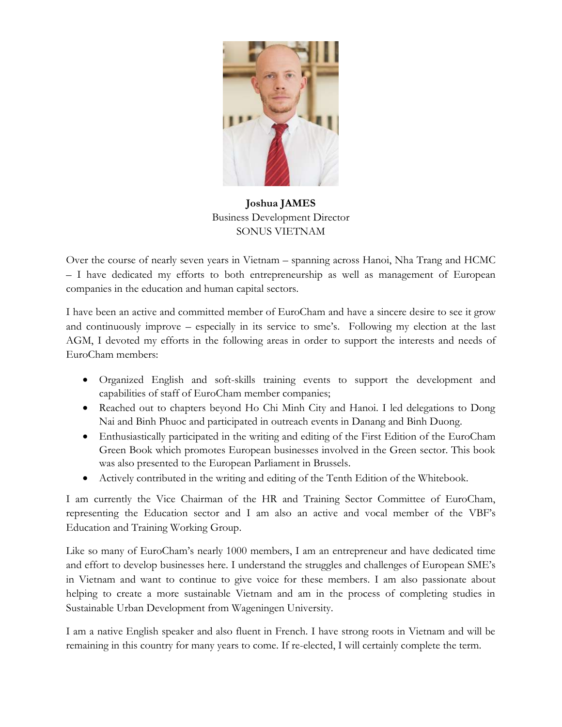**Joshua JAMES**
Business Development Director
SONUS VIETNAM

Over the course of nearly seven years in Vietnam – spanning across Hanoi, Nha Trang and HCMC – I have dedicated my efforts to both entrepreneurship as well as management of European companies in the education and human capital sectors.

I have been an active and committed member of EuroCham and have a sincere desire to see it grow and continuously improve – especially in its service to sme's. Following my election at the last AGM, I devoted my efforts in the following areas in order to support the interests and needs of EuroCham members:

- Organized English and soft-skills training events to support the development and capabilities of staff of EuroCham member companies;
- Reached out to chapters beyond Ho Chi Minh City and Hanoi. I led delegations to Dong Nai and Binh Phuoc and participated in outreach events in Danang and Binh Duong.
- Enthusiastically participated in the writing and editing of the First Edition of the EuroCham Green Book which promotes European businesses involved in the Green sector. This book was also presented to the European Parliament in Brussels.
- Actively contributed in the writing and editing of the Tenth Edition of the Whitebook.

I am currently the Vice Chairman of the HR and Training Sector Committee of EuroCham, representing the Education sector and I am also an active and vocal member of the VBF's Education and Training Working Group.

Like so many of EuroCham's nearly 1000 members, I am an entrepreneur and have dedicated time and effort to develop businesses here. I understand the struggles and challenges of European SME's in Vietnam and want to continue to give voice for these members. I am also passionate about helping to create a more sustainable Vietnam and am in the process of completing studies in Sustainable Urban Development from Wageningen University.

I am a native English speaker and also fluent in French. I have strong roots in Vietnam and will be remaining in this country for many years to come. If re-elected, I will certainly complete the term.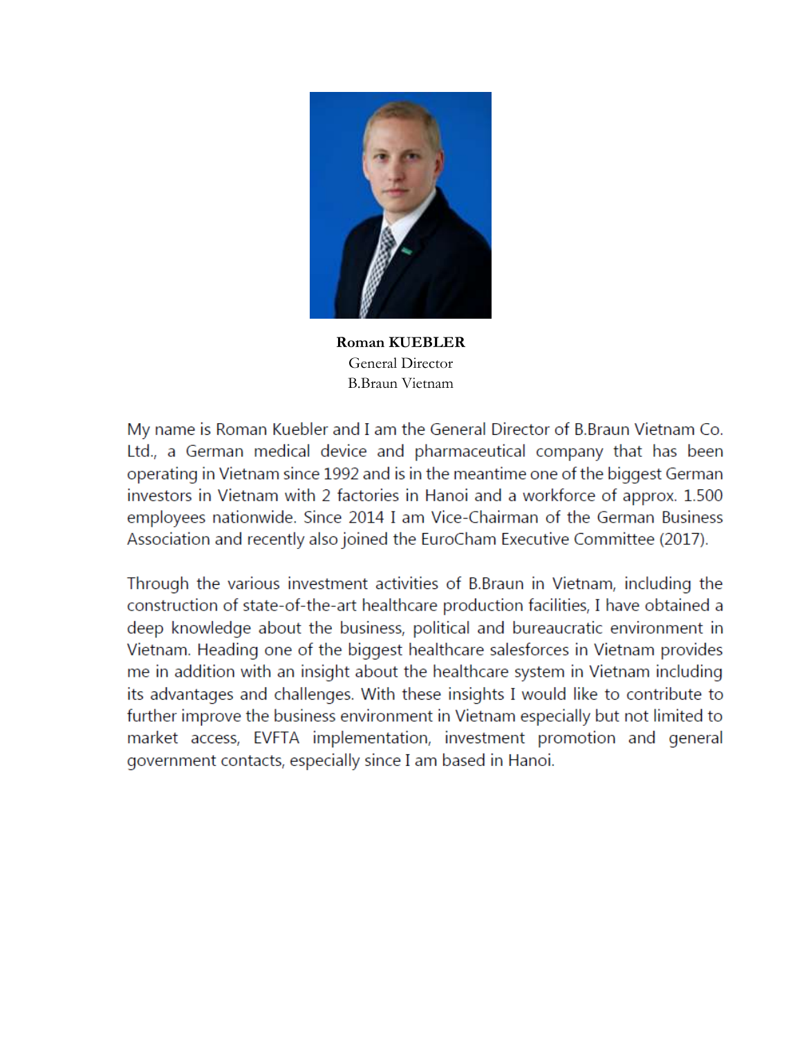**Roman KUEBLER**
General Director
B.Braun Vietnam

My name is Roman Kuebler and I am the General Director of B.Braun Vietnam Co. Ltd., a German medical device and pharmaceutical company that has been operating in Vietnam since 1992 and is in the meantime one of the biggest German investors in Vietnam with 2 factories in Hanoi and a workforce of approx. 1.500 employees nationwide. Since 2014 I am Vice-Chairman of the German Business Association and recently also joined the EuroCham Executive Committee (2017).

Through the various investment activities of B.Braun in Vietnam, including the construction of state-of-the-art healthcare production facilities, I have obtained a deep knowledge about the business, political and bureaucratic environment in Vietnam. Heading one of the biggest healthcare salesforces in Vietnam provides me in addition with an insight about the healthcare system in Vietnam including its advantages and challenges. With these insights I would like to contribute to further improve the business environment in Vietnam especially but not limited to market access, EVFTA implementation, investment promotion and general government contacts, especially since I am based in Hanoi.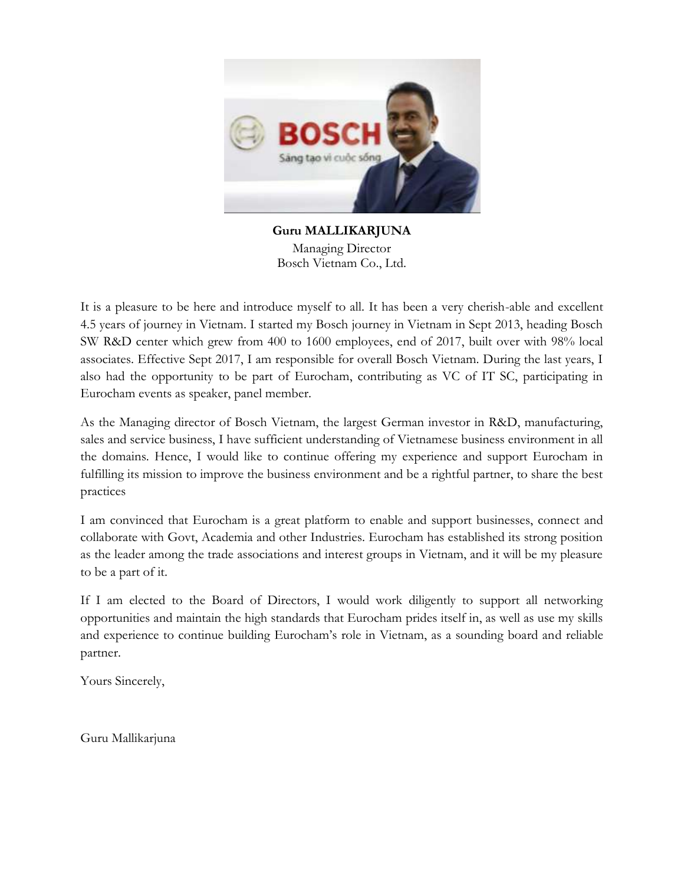**Guru MALLIKARJUNA**
Managing Director
Bosch Vietnam Co., Ltd.

It is a pleasure to be here and introduce myself to all. It has been a very cherish-able and excellent 4.5 years of journey in Vietnam. I started my Bosch journey in Vietnam in Sept 2013, heading Bosch SW R&D center which grew from 400 to 1600 employees, end of 2017, built over with 98% local associates. Effective Sept 2017, I am responsible for overall Bosch Vietnam. During the last years, I also had the opportunity to be part of Eurocham, contributing as VC of IT SC, participating in Eurocham events as speaker, panel member.

As the Managing director of Bosch Vietnam, the largest German investor in R&D, manufacturing, sales and service business, I have sufficient understanding of Vietnamese business environment in all the domains. Hence, I would like to continue offering my experience and support Eurocham in fulfilling its mission to improve the business environment and be a rightful partner, to share the best practices

I am convinced that Eurocham is a great platform to enable and support businesses, connect and collaborate with Govt, Academia and other Industries. Eurocham has established its strong position as the leader among the trade associations and interest groups in Vietnam, and it will be my pleasure to be a part of it.

If I am elected to the Board of Directors, I would work diligently to support all networking opportunities and maintain the high standards that Eurocham prides itself in, as well as use my skills and experience to continue building Eurocham's role in Vietnam, as a sounding board and reliable partner.

Yours Sincerely,

Guru Mallikarjuna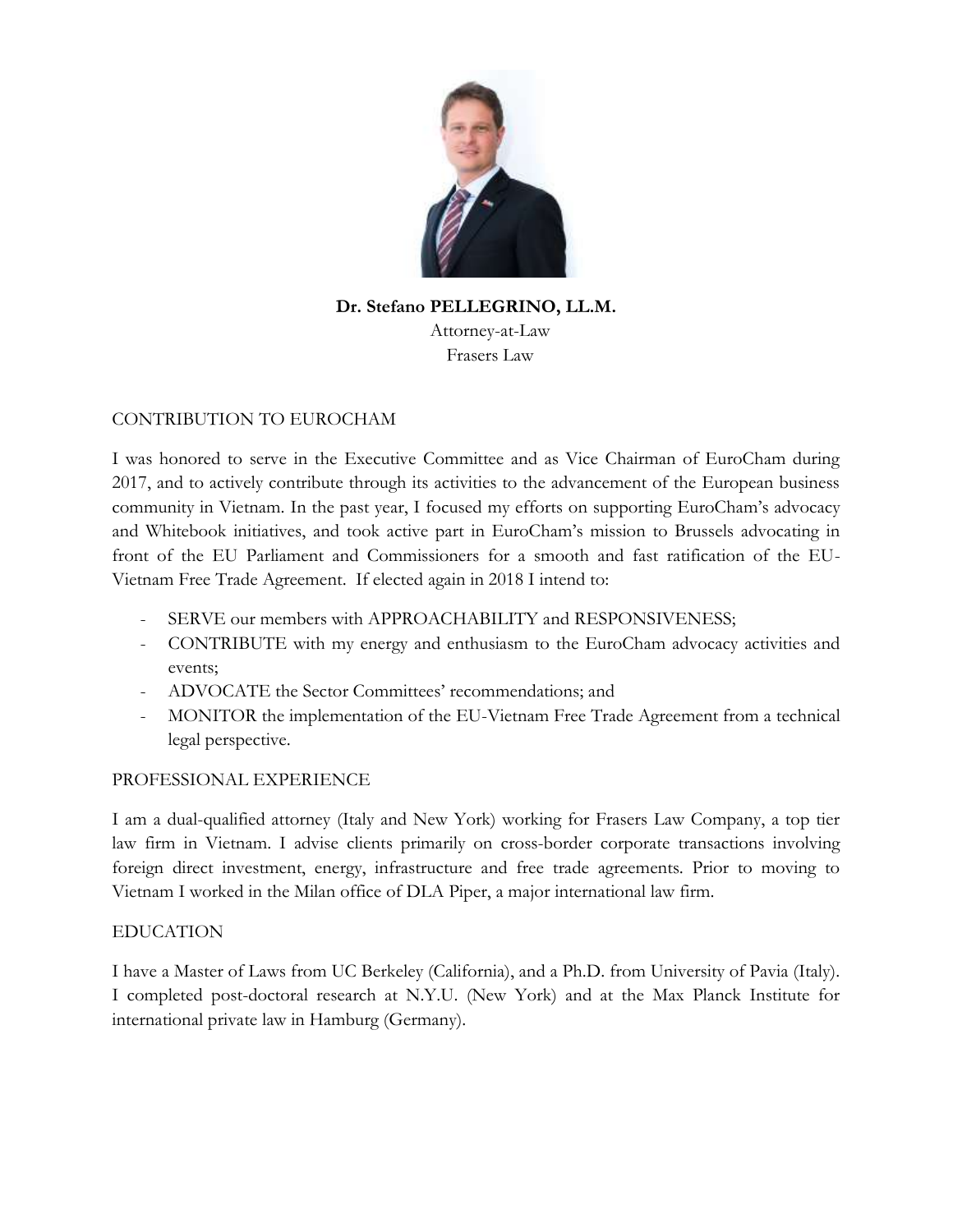**Dr. Stefano PELLEGRINO, LL.M.**
Attorney-at-Law
Frasers Law

## CONTRIBUTION TO EUROCHAM

I was honored to serve in the Executive Committee and as Vice Chairman of EuroCham during 2017, and to actively contribute through its activities to the advancement of the European business community in Vietnam. In the past year, I focused my efforts on supporting EuroCham's advocacy and Whitebook initiatives, and took active part in EuroCham's mission to Brussels advocating in front of the EU Parliament and Commissioners for a smooth and fast ratification of the EU-Vietnam Free Trade Agreement. If elected again in 2018 I intend to:

- SERVE our members with APPROACHABILITY and RESPONSIVENESS;
- CONTRIBUTE with my energy and enthusiasm to the EuroCham advocacy activities and events;
- ADVOCATE the Sector Committees' recommendations; and
- MONITOR the implementation of the EU-Vietnam Free Trade Agreement from a technical legal perspective.

## PROFESSIONAL EXPERIENCE

I am a dual-qualified attorney (Italy and New York) working for Frasers Law Company, a top tier law firm in Vietnam. I advise clients primarily on cross-border corporate transactions involving foreign direct investment, energy, infrastructure and free trade agreements. Prior to moving to Vietnam I worked in the Milan office of DLA Piper, a major international law firm.

## EDUCATION

I have a Master of Laws from UC Berkeley (California), and a Ph.D. from University of Pavia (Italy). I completed post-doctoral research at N.Y.U. (New York) and at the Max Planck Institute for international private law in Hamburg (Germany).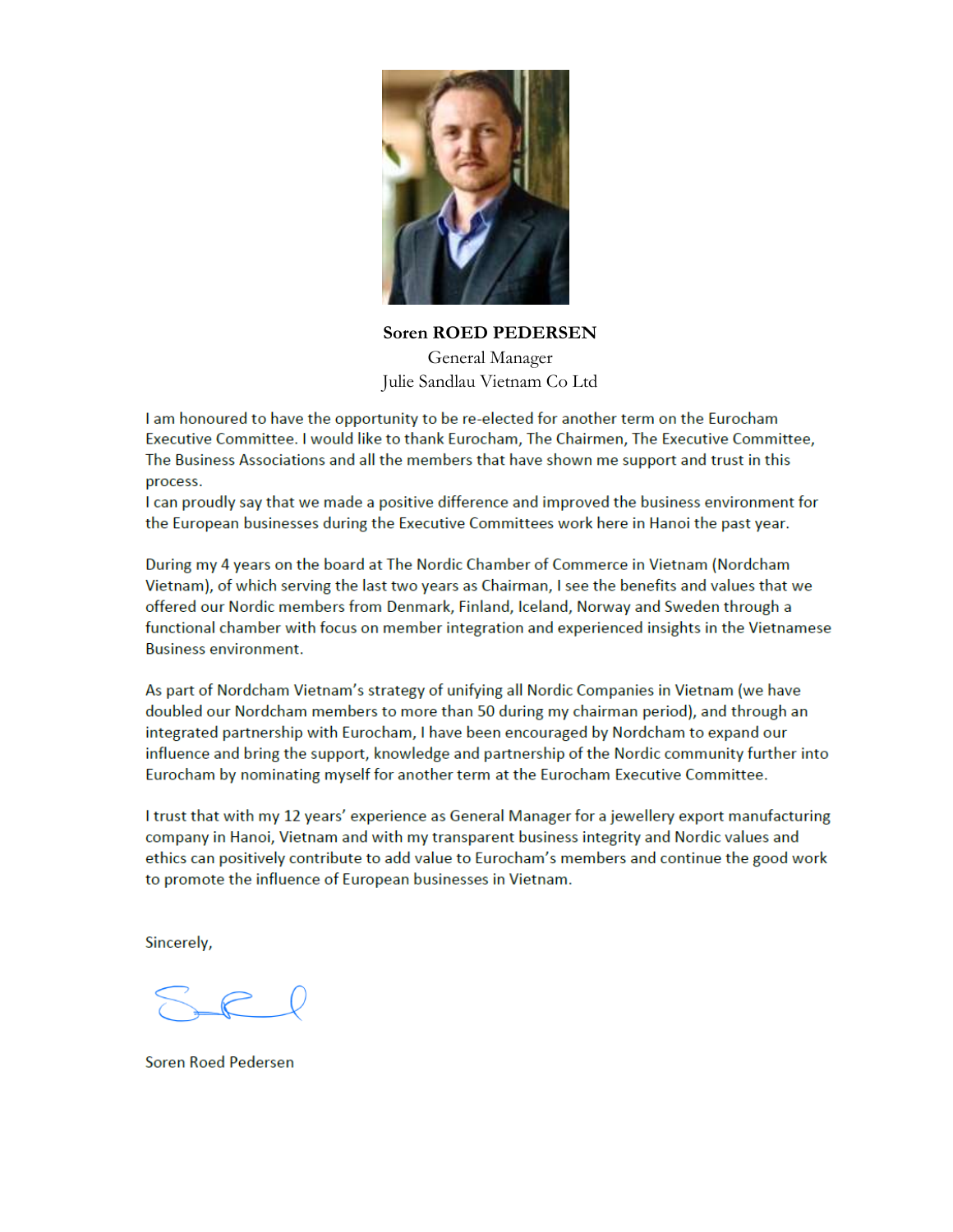**Soren ROED PEDERSEN**

General Manager

Julie Sandlau Vietnam Co Ltd

I am honoured to have the opportunity to be re-elected for another term on the Eurocham Executive Committee. I would like to thank Eurocham, The Chairmen, The Executive Committee, The Business Associations and all the members that have shown me support and trust in this process.
I can proudly say that we made a positive difference and improved the business environment for the European businesses during the Executive Committees work here in Hanoi the past year.

During my 4 years on the board at The Nordic Chamber of Commerce in Vietnam (Nordcham Vietnam), of which serving the last two years as Chairman, I see the benefits and values that we offered our Nordic members from Denmark, Finland, Iceland, Norway and Sweden through a functional chamber with focus on member integration and experienced insights in the Vietnamese Business environment.

As part of Nordcham Vietnam's strategy of unifying all Nordic Companies in Vietnam (we have doubled our Nordcham members to more than 50 during my chairman period), and through an integrated partnership with Eurocham, I have been encouraged by Nordcham to expand our influence and bring the support, knowledge and partnership of the Nordic community further into Eurocham by nominating myself for another term at the Eurocham Executive Committee.

I trust that with my 12 years' experience as General Manager for a jewellery export manufacturing company in Hanoi, Vietnam and with my transparent business integrity and Nordic values and ethics can positively contribute to add value to Eurocham's members and continue the good work to promote the influence of European businesses in Vietnam.

Sincerely,

Soren Roed Pedersen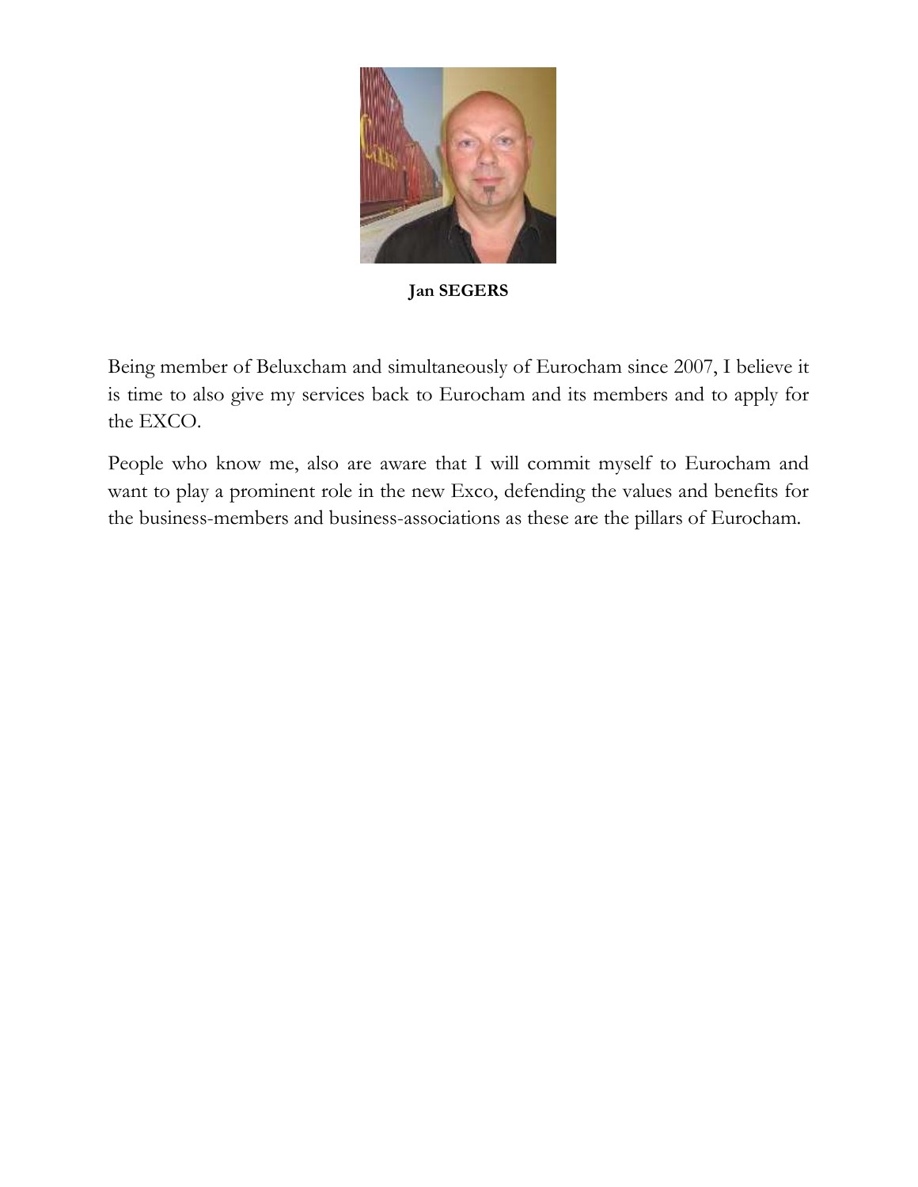**Jan SEGERS**

Being member of Beluxcham and simultaneously of Eurocham since 2007, I believe it is time to also give my services back to Eurocham and its members and to apply for the EXCO.

People who know me, also are aware that I will commit myself to Eurocham and want to play a prominent role in the new Exco, defending the values and benefits for the business-members and business-associations as these are the pillars of Eurocham.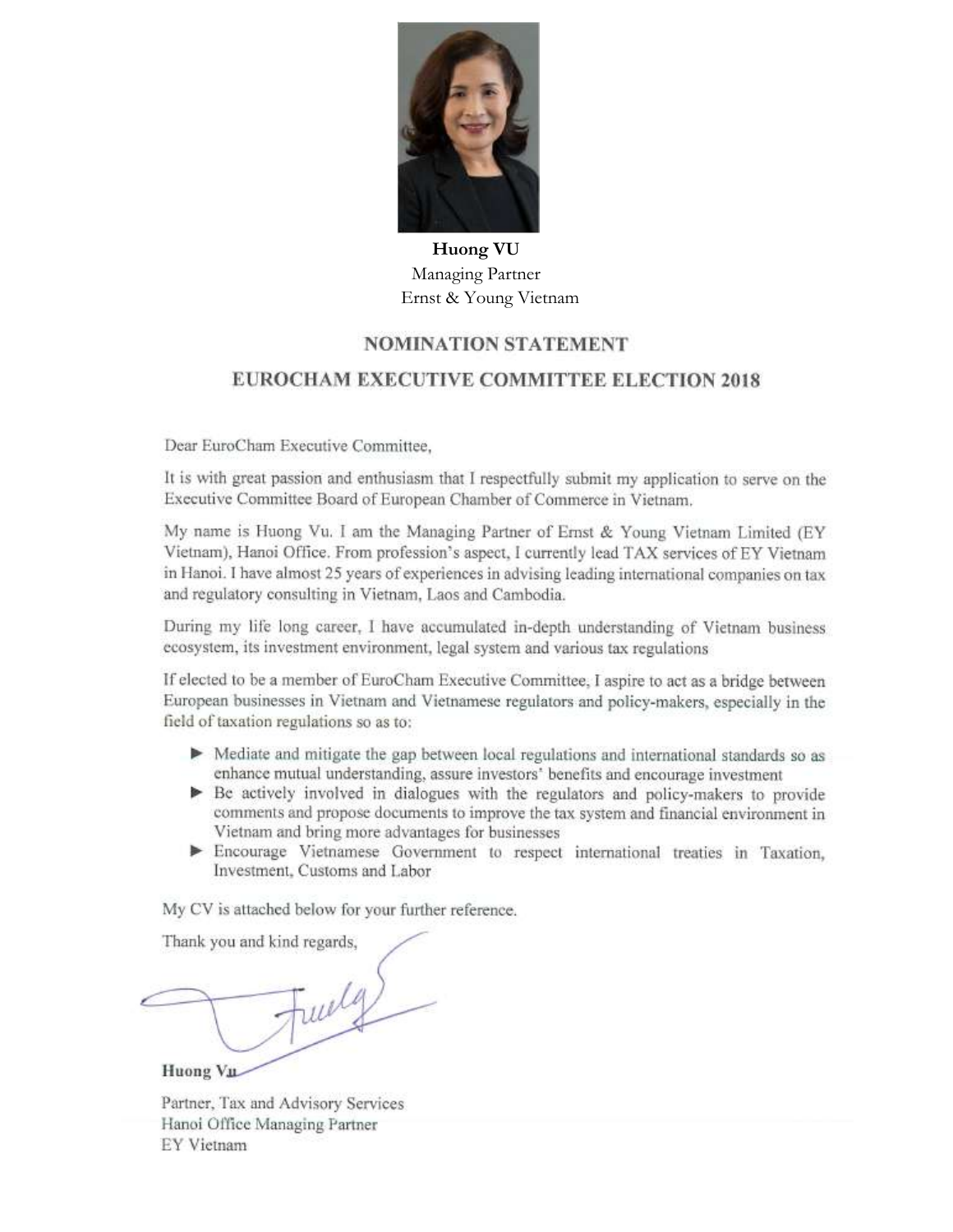**Huong VU**
Managing Partner
Ernst & Young Vietnam

## NOMINATION STATEMENT

## EUROCHAM EXECUTIVE COMMITTEE ELECTION 2018

Dear EuroCham Executive Committee,

It is with great passion and enthusiasm that I respectfully submit my application to serve on the Executive Committee Board of European Chamber of Commerce in Vietnam.

My name is Huong Vu. I am the Managing Partner of Ernst & Young Vietnam Limited (EY Vietnam), Hanoi Office. From profession's aspect, I currently lead TAX services of EY Vietnam in Hanoi. I have almost 25 years of experiences in advising leading international companies on tax and regulatory consulting in Vietnam, Laos and Cambodia.

During my life long career, I have accumulated in-depth understanding of Vietnam business ecosystem, its investment environment, legal system and various tax regulations

If elected to be a member of EuroCham Executive Committee, I aspire to act as a bridge between European businesses in Vietnam and Vietnamese regulators and policy-makers, especially in the field of taxation regulations so as to:

- Mediate and mitigate the gap between local regulations and international standards so as enhance mutual understanding, assure investors' benefits and encourage investment
- Be actively involved in dialogues with the regulators and policy-makers to provide comments and propose documents to improve the tax system and financial environment in Vietnam and bring more advantages for businesses
- Encourage Vietnamese Government to respect international treaties in Taxation, Investment, Customs and Labor

My CV is attached below for your further reference.

Thank you and kind regards,

Huong Vu

Partner, Tax and Advisory Services
Hanoi Office Managing Partner
EY Vietnam